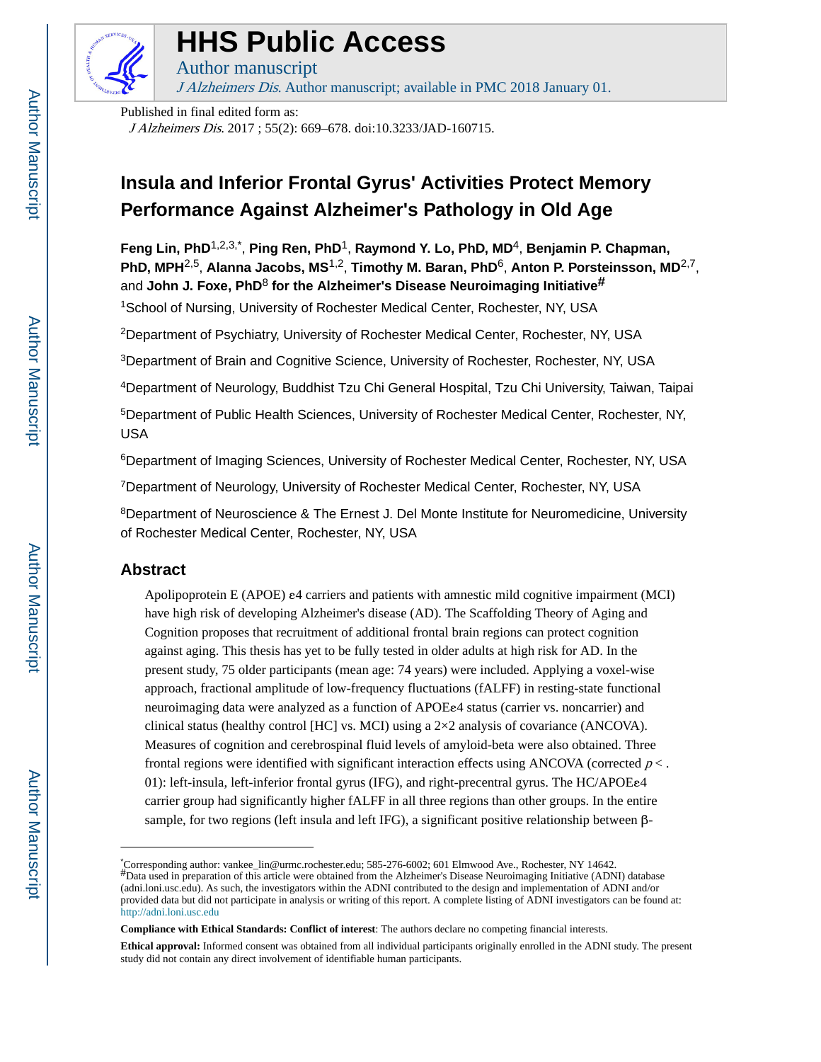# HHS Public Access

Author manuscript

*J Alzheimers Dis*. Author manuscript; available in PMC 2018 January 01.

Published in final edited form as:

*J Alzheimers Dis*. 2017 ; 55(2): 669–678. doi:10.3233/JAD-160715.

# Insula and Inferior Frontal Gyrus' Activities Protect Memory Performance Against Alzheimer's Pathology in Old Age

**Feng Lin, PhD**[1,2,3,*], **Ping Ren, PhD**[1], **Raymond Y. Lo, PhD, MD**[4], **Benjamin P. Chapman, PhD, MPH**[2,5], **Alanna Jacobs, MS**[1,2], **Timothy M. Baran, PhD**[6], **Anton P. Porsteinsson, MD**[2,7], and **John J. Foxe, PhD**[8] **for the Alzheimer's Disease Neuroimaging Initiative**[#]

[1]School of Nursing, University of Rochester Medical Center, Rochester, NY, USA

[2]Department of Psychiatry, University of Rochester Medical Center, Rochester, NY, USA

[3]Department of Brain and Cognitive Science, University of Rochester, Rochester, NY, USA

[4]Department of Neurology, Buddhist Tzu Chi General Hospital, Tzu Chi University, Taiwan, Taipai

[5]Department of Public Health Sciences, University of Rochester Medical Center, Rochester, NY, USA

[6]Department of Imaging Sciences, University of Rochester Medical Center, Rochester, NY, USA

[7]Department of Neurology, University of Rochester Medical Center, Rochester, NY, USA

[8]Department of Neuroscience & The Ernest J. Del Monte Institute for Neuromedicine, University of Rochester Medical Center, Rochester, NY, USA

## Abstract

Apolipoprotein E (APOE) ε4 carriers and patients with amnestic mild cognitive impairment (MCI) have high risk of developing Alzheimer's disease (AD). The Scaffolding Theory of Aging and Cognition proposes that recruitment of additional frontal brain regions can protect cognition against aging. This thesis has yet to be fully tested in older adults at high risk for AD. In the present study, 75 older participants (mean age: 74 years) were included. Applying a voxel-wise approach, fractional amplitude of low-frequency fluctuations (fALFF) in resting-state functional neuroimaging data were analyzed as a function of APOEε4 status (carrier vs. noncarrier) and clinical status (healthy control [HC] vs. MCI) using a 2×2 analysis of covariance (ANCOVA). Measures of cognition and cerebrospinal fluid levels of amyloid-beta were also obtained. Three frontal regions were identified with significant interaction effects using ANCOVA (corrected $p < .01$): left-insula, left-inferior frontal gyrus (IFG), and right-precentral gyrus. The HC/APOEε4 carrier group had significantly higher fALFF in all three regions than other groups. In the entire sample, for two regions (left insula and left IFG), a significant positive relationship between β-

---

*Corresponding author: vankee_lin@urmc.rochester.edu; 585-276-6002; 601 Elmwood Ave., Rochester, NY 14642.

#Data used in preparation of this article were obtained from the Alzheimer's Disease Neuroimaging Initiative (ADNI) database (adni.loni.usc.edu). As such, the investigators within the ADNI contributed to the design and implementation of ADNI and/or provided data but did not participate in analysis or writing of this report. A complete listing of ADNI investigators can be found at: http://adni.loni.usc.edu

**Compliance with Ethical Standards: Conflict of interest**: The authors declare no competing financial interests.

**Ethical approval:** Informed consent was obtained from all individual participants originally enrolled in the ADNI study. The present study did not contain any direct involvement of identifiable human participants.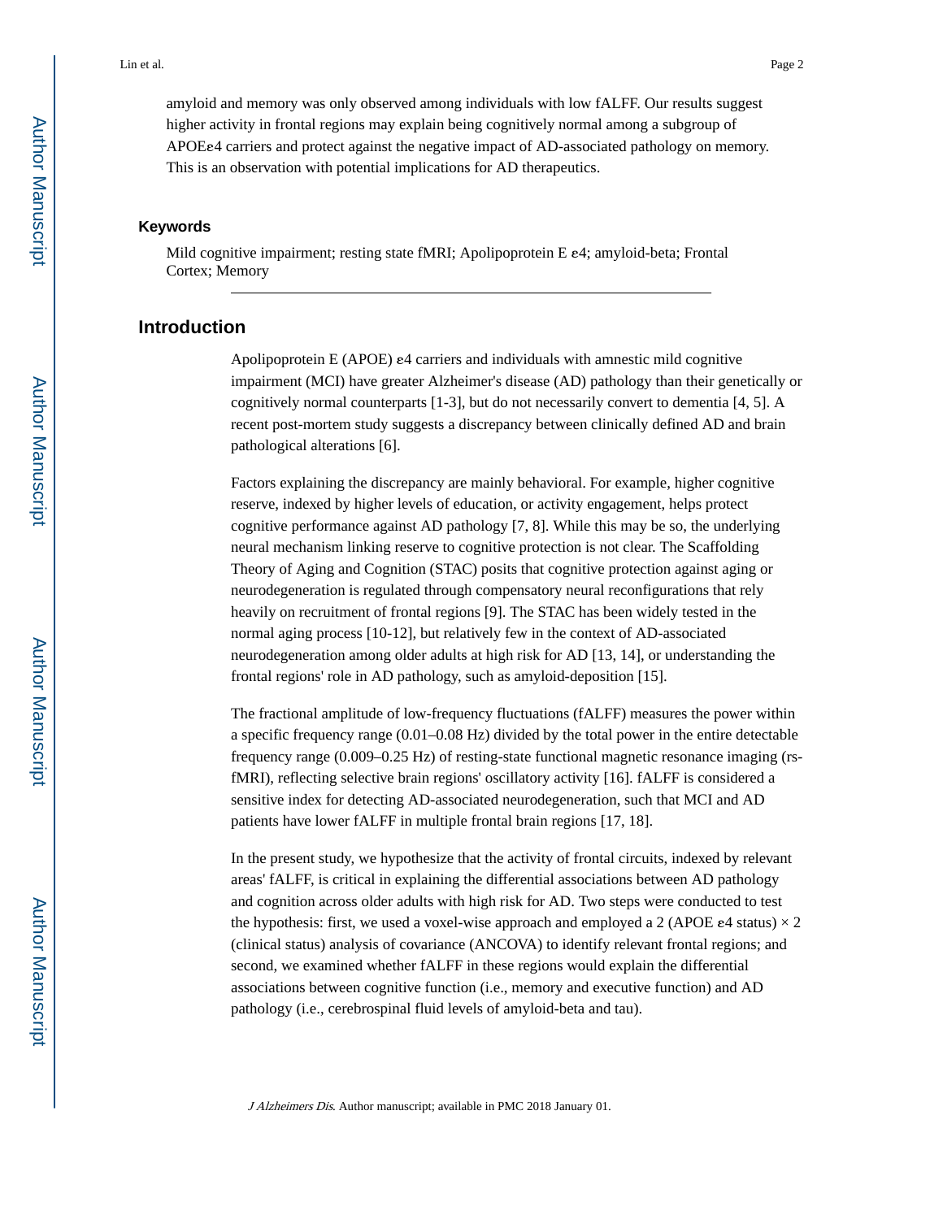amyloid and memory was only observed among individuals with low fALFF. Our results suggest higher activity in frontal regions may explain being cognitively normal among a subgroup of APOEε4 carriers and protect against the negative impact of AD-associated pathology on memory. This is an observation with potential implications for AD therapeutics.

### Keywords

Mild cognitive impairment; resting state fMRI; Apolipoprotein E ε4; amyloid-beta; Frontal Cortex; Memory

## Introduction

Apolipoprotein E (APOE) ε4 carriers and individuals with amnestic mild cognitive impairment (MCI) have greater Alzheimer's disease (AD) pathology than their genetically or cognitively normal counterparts [1-3], but do not necessarily convert to dementia [4, 5]. A recent post-mortem study suggests a discrepancy between clinically defined AD and brain pathological alterations [6].

Factors explaining the discrepancy are mainly behavioral. For example, higher cognitive reserve, indexed by higher levels of education, or activity engagement, helps protect cognitive performance against AD pathology [7, 8]. While this may be so, the underlying neural mechanism linking reserve to cognitive protection is not clear. The Scaffolding Theory of Aging and Cognition (STAC) posits that cognitive protection against aging or neurodegeneration is regulated through compensatory neural reconfigurations that rely heavily on recruitment of frontal regions [9]. The STAC has been widely tested in the normal aging process [10-12], but relatively few in the context of AD-associated neurodegeneration among older adults at high risk for AD [13, 14], or understanding the frontal regions' role in AD pathology, such as amyloid-deposition [15].

The fractional amplitude of low-frequency fluctuations (fALFF) measures the power within a specific frequency range (0.01–0.08 Hz) divided by the total power in the entire detectable frequency range (0.009–0.25 Hz) of resting-state functional magnetic resonance imaging (rs-fMRI), reflecting selective brain regions' oscillatory activity [16]. fALFF is considered a sensitive index for detecting AD-associated neurodegeneration, such that MCI and AD patients have lower fALFF in multiple frontal brain regions [17, 18].

In the present study, we hypothesize that the activity of frontal circuits, indexed by relevant areas' fALFF, is critical in explaining the differential associations between AD pathology and cognition across older adults with high risk for AD. Two steps were conducted to test the hypothesis: first, we used a voxel-wise approach and employed a 2 (APOE ε4 status) × 2 (clinical status) analysis of covariance (ANCOVA) to identify relevant frontal regions; and second, we examined whether fALFF in these regions would explain the differential associations between cognitive function (i.e., memory and executive function) and AD pathology (i.e., cerebrospinal fluid levels of amyloid-beta and tau).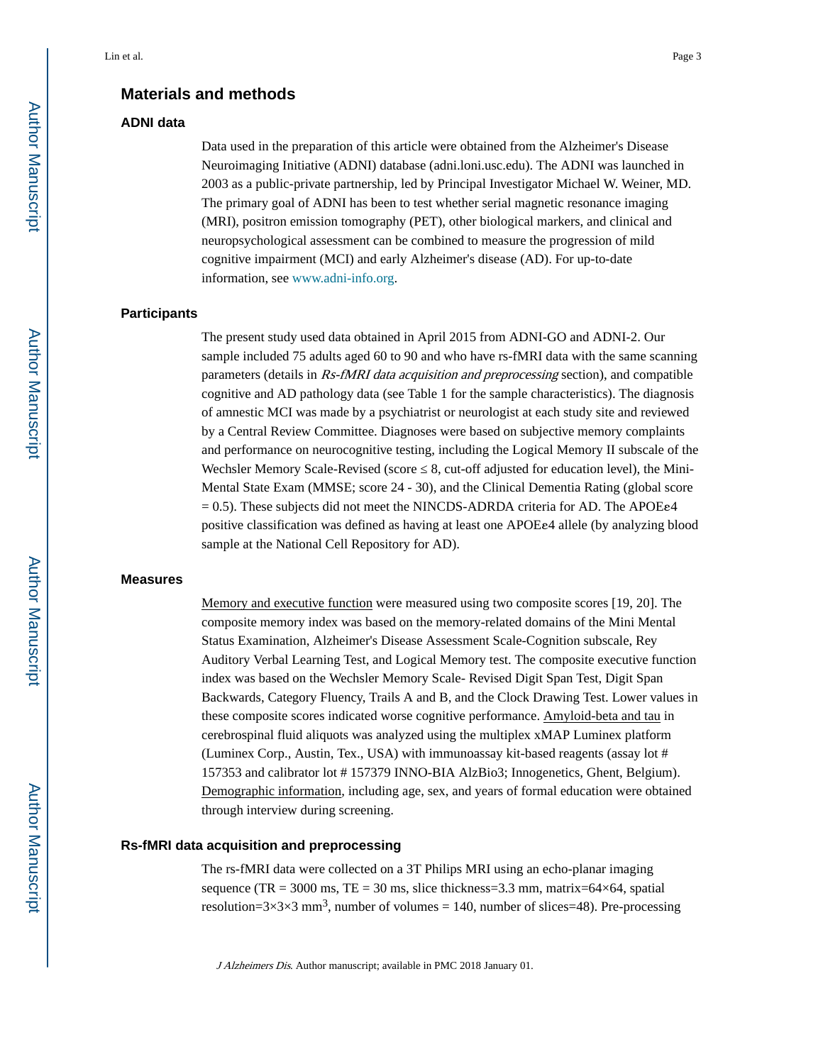## Materials and methods

### ADNI data

Data used in the preparation of this article were obtained from the Alzheimer's Disease Neuroimaging Initiative (ADNI) database (adni.loni.usc.edu). The ADNI was launched in 2003 as a public-private partnership, led by Principal Investigator Michael W. Weiner, MD. The primary goal of ADNI has been to test whether serial magnetic resonance imaging (MRI), positron emission tomography (PET), other biological markers, and clinical and neuropsychological assessment can be combined to measure the progression of mild cognitive impairment (MCI) and early Alzheimer's disease (AD). For up-to-date information, see www.adni-info.org.

### Participants

The present study used data obtained in April 2015 from ADNI-GO and ADNI-2. Our sample included 75 adults aged 60 to 90 and who have rs-fMRI data with the same scanning parameters (details in *Rs-fMRI data acquisition and preprocessing* section), and compatible cognitive and AD pathology data (see Table 1 for the sample characteristics). The diagnosis of amnestic MCI was made by a psychiatrist or neurologist at each study site and reviewed by a Central Review Committee. Diagnoses were based on subjective memory complaints and performance on neurocognitive testing, including the Logical Memory II subscale of the Wechsler Memory Scale-Revised (score ≤ 8, cut-off adjusted for education level), the Mini-Mental State Exam (MMSE; score 24 - 30), and the Clinical Dementia Rating (global score = 0.5). These subjects did not meet the NINCDS-ADRDA criteria for AD. The APOEε4 positive classification was defined as having at least one APOEε4 allele (by analyzing blood sample at the National Cell Repository for AD).

### Measures

Memory and executive function were measured using two composite scores [19, 20]. The composite memory index was based on the memory-related domains of the Mini Mental Status Examination, Alzheimer's Disease Assessment Scale-Cognition subscale, Rey Auditory Verbal Learning Test, and Logical Memory test. The composite executive function index was based on the Wechsler Memory Scale- Revised Digit Span Test, Digit Span Backwards, Category Fluency, Trails A and B, and the Clock Drawing Test. Lower values in these composite scores indicated worse cognitive performance. Amyloid-beta and tau in cerebrospinal fluid aliquots was analyzed using the multiplex xMAP Luminex platform (Luminex Corp., Austin, Tex., USA) with immunoassay kit-based reagents (assay lot # 157353 and calibrator lot # 157379 INNO-BIA AlzBio3; Innogenetics, Ghent, Belgium). Demographic information, including age, sex, and years of formal education were obtained through interview during screening.

### Rs-fMRI data acquisition and preprocessing

The rs-fMRI data were collected on a 3T Philips MRI using an echo-planar imaging sequence (TR = 3000 ms, TE = 30 ms, slice thickness=3.3 mm, matrix=64×64, spatial resolution=3×3×3 $mm^3$, number of volumes = 140, number of slices=48). Pre-processing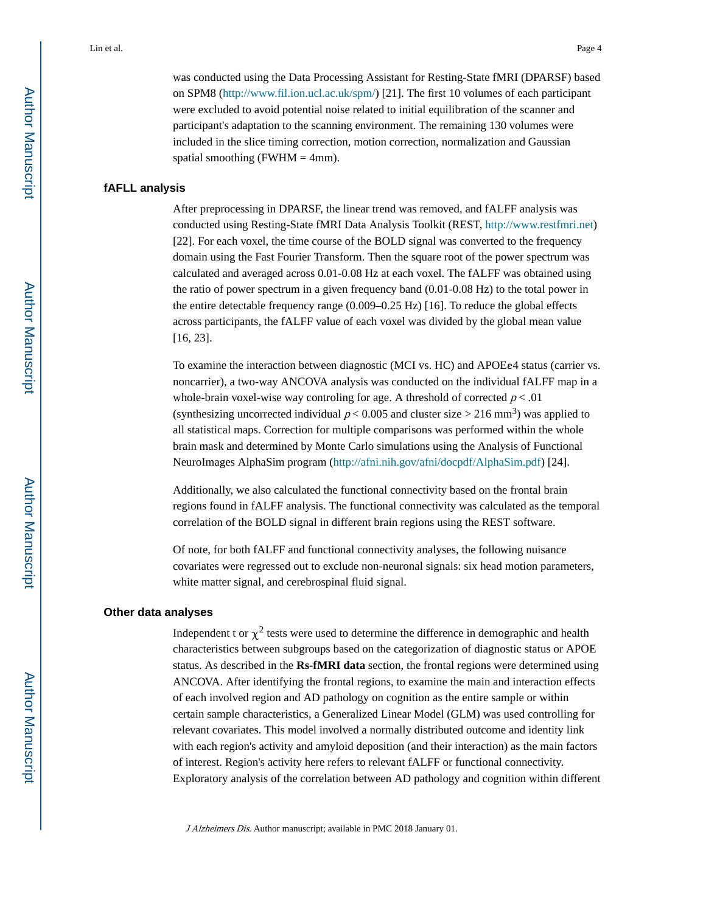was conducted using the Data Processing Assistant for Resting-State fMRI (DPARSF) based on SPM8 (http://www.fil.ion.ucl.ac.uk/spm/) [21]. The first 10 volumes of each participant were excluded to avoid potential noise related to initial equilibration of the scanner and participant's adaptation to the scanning environment. The remaining 130 volumes were included in the slice timing correction, motion correction, normalization and Gaussian spatial smoothing (FWHM = 4mm).

### fAFLL analysis

After preprocessing in DPARSF, the linear trend was removed, and fALFF analysis was conducted using Resting-State fMRI Data Analysis Toolkit (REST, http://www.restfmri.net) [22]. For each voxel, the time course of the BOLD signal was converted to the frequency domain using the Fast Fourier Transform. Then the square root of the power spectrum was calculated and averaged across 0.01-0.08 Hz at each voxel. The fALFF was obtained using the ratio of power spectrum in a given frequency band (0.01-0.08 Hz) to the total power in the entire detectable frequency range (0.009–0.25 Hz) [16]. To reduce the global effects across participants, the fALFF value of each voxel was divided by the global mean value [16, 23].

To examine the interaction between diagnostic (MCI vs. HC) and APOEε4 status (carrier vs. noncarrier), a two-way ANCOVA analysis was conducted on the individual fALFF map in a whole-brain voxel-wise way controling for age. A threshold of corrected $p < .01$ (synthesizing uncorrected individual $p < 0.005$ and cluster size > 216 $mm^3$) was applied to all statistical maps. Correction for multiple comparisons was performed within the whole brain mask and determined by Monte Carlo simulations using the Analysis of Functional NeuroImages AlphaSim program (http://afni.nih.gov/afni/docpdf/AlphaSim.pdf) [24].

Additionally, we also calculated the functional connectivity based on the frontal brain regions found in fALFF analysis. The functional connectivity was calculated as the temporal correlation of the BOLD signal in different brain regions using the REST software.

Of note, for both fALFF and functional connectivity analyses, the following nuisance covariates were regressed out to exclude non-neuronal signals: six head motion parameters, white matter signal, and cerebrospinal fluid signal.

### Other data analyses

Independent t or $\chi^2$ tests were used to determine the difference in demographic and health characteristics between subgroups based on the categorization of diagnostic status or APOE status. As described in the **Rs-fMRI data** section, the frontal regions were determined using ANCOVA. After identifying the frontal regions, to examine the main and interaction effects of each involved region and AD pathology on cognition as the entire sample or within certain sample characteristics, a Generalized Linear Model (GLM) was used controlling for relevant covariates. This model involved a normally distributed outcome and identity link with each region's activity and amyloid deposition (and their interaction) as the main factors of interest. Region's activity here refers to relevant fALFF or functional connectivity. Exploratory analysis of the correlation between AD pathology and cognition within different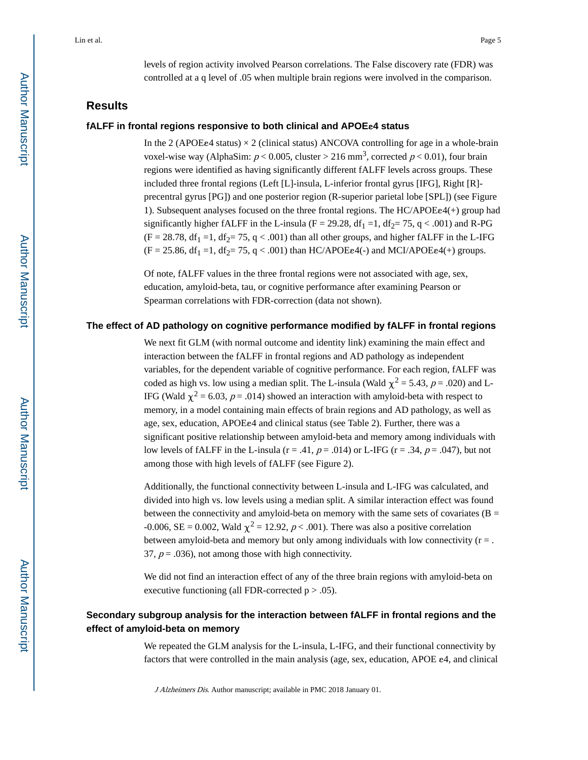levels of region activity involved Pearson correlations. The False discovery rate (FDR) was controlled at a q level of .05 when multiple brain regions were involved in the comparison.

## Results

### fALFF in frontal regions responsive to both clinical and APOEε4 status

In the 2 (APOEε4 status) × 2 (clinical status) ANCOVA controlling for age in a whole-brain voxel-wise way (AlphaSim: $p < 0.005$, cluster > 216 $\text{mm}^3$, corrected $p < 0.01$), four brain regions were identified as having significantly different fALFF levels across groups. These included three frontal regions (Left [L]-insula, L-inferior frontal gyrus [IFG], Right [R]-precentral gyrus [PG]) and one posterior region (R-superior parietal lobe [SPL]) (see Figure 1). Subsequent analyses focused on the three frontal regions. The HC/APOEε4(+) group had significantly higher fALFF in the L-insula ($F = 29.28$, $df_1 = 1$, $df_2 = 75$, $q < .001$) and R-PG ($F = 28.78$, $df_1 = 1$, $df_2 = 75$, $q < .001$) than all other groups, and higher fALFF in the L-IFG ($F = 25.86$, $df_1 = 1$, $df_2 = 75$, $q < .001$) than HC/APOEε4(-) and MCI/APOEε4(+) groups.

Of note, fALFF values in the three frontal regions were not associated with age, sex, education, amyloid-beta, tau, or cognitive performance after examining Pearson or Spearman correlations with FDR-correction (data not shown).

### The effect of AD pathology on cognitive performance modified by fALFF in frontal regions

We next fit GLM (with normal outcome and identity link) examining the main effect and interaction between the fALFF in frontal regions and AD pathology as independent variables, for the dependent variable of cognitive performance. For each region, fALFF was coded as high vs. low using a median split. The L-insula (Wald $\chi^2 = 5.43$, $p = .020$) and L-IFG (Wald $\chi^2 = 6.03$, $p = .014$) showed an interaction with amyloid-beta with respect to memory, in a model containing main effects of brain regions and AD pathology, as well as age, sex, education, APOEε4 and clinical status (see Table 2). Further, there was a significant positive relationship between amyloid-beta and memory among individuals with low levels of fALFF in the L-insula ($r = .41$, $p = .014$) or L-IFG ($r = .34$, $p = .047$), but not among those with high levels of fALFF (see Figure 2).

Additionally, the functional connectivity between L-insula and L-IFG was calculated, and divided into high vs. low levels using a median split. A similar interaction effect was found between the connectivity and amyloid-beta on memory with the same sets of covariates ($B = -0.006$, $SE = 0.002$, Wald $\chi^2 = 12.92$, $p < .001$). There was also a positive correlation between amyloid-beta and memory but only among individuals with low connectivity ($r = .37$, $p = .036$), not among those with high connectivity.

We did not find an interaction effect of any of the three brain regions with amyloid-beta on executive functioning (all FDR-corrected $p > .05$).

### Secondary subgroup analysis for the interaction between fALFF in frontal regions and the effect of amyloid-beta on memory

We repeated the GLM analysis for the L-insula, L-IFG, and their functional connectivity by factors that were controlled in the main analysis (age, sex, education, APOE ε4, and clinical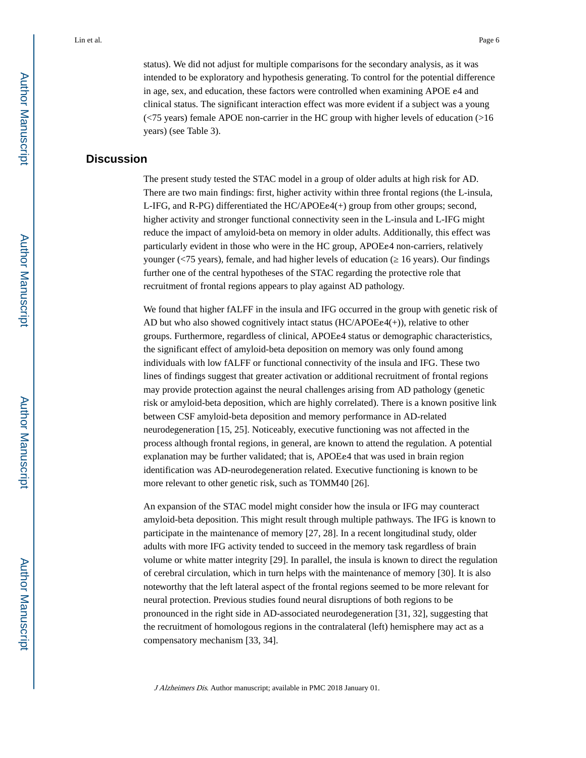status). We did not adjust for multiple comparisons for the secondary analysis, as it was intended to be exploratory and hypothesis generating. To control for the potential difference in age, sex, and education, these factors were controlled when examining APOE ε4 and clinical status. The significant interaction effect was more evident if a subject was a young (<75 years) female APOE non-carrier in the HC group with higher levels of education (>16 years) (see Table 3).

## Discussion

The present study tested the STAC model in a group of older adults at high risk for AD. There are two main findings: first, higher activity within three frontal regions (the L-insula, L-IFG, and R-PG) differentiated the HC/APOEε4(+) group from other groups; second, higher activity and stronger functional connectivity seen in the L-insula and L-IFG might reduce the impact of amyloid-beta on memory in older adults. Additionally, this effect was particularly evident in those who were in the HC group, APOEε4 non-carriers, relatively younger (<75 years), female, and had higher levels of education (≥ 16 years). Our findings further one of the central hypotheses of the STAC regarding the protective role that recruitment of frontal regions appears to play against AD pathology.

We found that higher fALFF in the insula and IFG occurred in the group with genetic risk of AD but who also showed cognitively intact status (HC/APOEε4(+)), relative to other groups. Furthermore, regardless of clinical, APOEε4 status or demographic characteristics, the significant effect of amyloid-beta deposition on memory was only found among individuals with low fALFF or functional connectivity of the insula and IFG. These two lines of findings suggest that greater activation or additional recruitment of frontal regions may provide protection against the neural challenges arising from AD pathology (genetic risk or amyloid-beta deposition, which are highly correlated). There is a known positive link between CSF amyloid-beta deposition and memory performance in AD-related neurodegeneration [15, 25]. Noticeably, executive functioning was not affected in the process although frontal regions, in general, are known to attend the regulation. A potential explanation may be further validated; that is, APOEε4 that was used in brain region identification was AD-neurodegeneration related. Executive functioning is known to be more relevant to other genetic risk, such as TOMM40 [26].

An expansion of the STAC model might consider how the insula or IFG may counteract amyloid-beta deposition. This might result through multiple pathways. The IFG is known to participate in the maintenance of memory [27, 28]. In a recent longitudinal study, older adults with more IFG activity tended to succeed in the memory task regardless of brain volume or white matter integrity [29]. In parallel, the insula is known to direct the regulation of cerebral circulation, which in turn helps with the maintenance of memory [30]. It is also noteworthy that the left lateral aspect of the frontal regions seemed to be more relevant for neural protection. Previous studies found neural disruptions of both regions to be pronounced in the right side in AD-associated neurodegeneration [31, 32], suggesting that the recruitment of homologous regions in the contralateral (left) hemisphere may act as a compensatory mechanism [33, 34].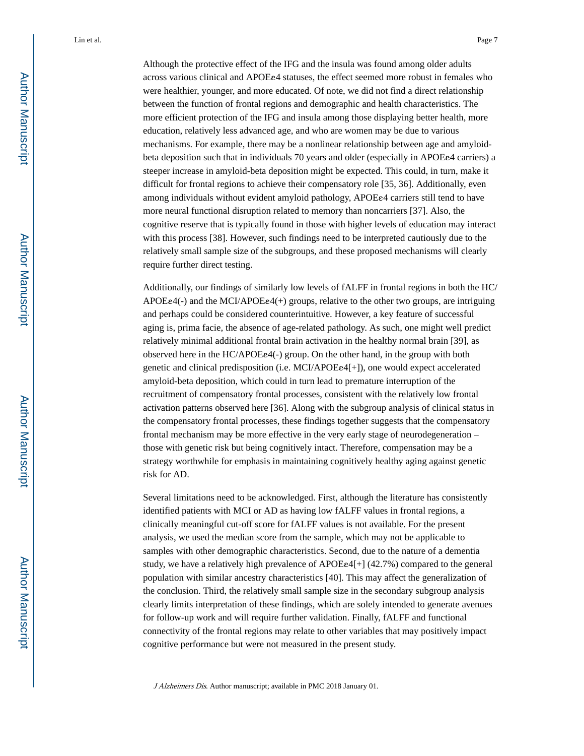Although the protective effect of the IFG and the insula was found among older adults across various clinical and APOEε4 statuses, the effect seemed more robust in females who were healthier, younger, and more educated. Of note, we did not find a direct relationship between the function of frontal regions and demographic and health characteristics. The more efficient protection of the IFG and insula among those displaying better health, more education, relatively less advanced age, and who are women may be due to various mechanisms. For example, there may be a nonlinear relationship between age and amyloid-beta deposition such that in individuals 70 years and older (especially in APOEε4 carriers) a steeper increase in amyloid-beta deposition might be expected. This could, in turn, make it difficult for frontal regions to achieve their compensatory role [35, 36]. Additionally, even among individuals without evident amyloid pathology, APOEε4 carriers still tend to have more neural functional disruption related to memory than noncarriers [37]. Also, the cognitive reserve that is typically found in those with higher levels of education may interact with this process [38]. However, such findings need to be interpreted cautiously due to the relatively small sample size of the subgroups, and these proposed mechanisms will clearly require further direct testing.

Additionally, our findings of similarly low levels of fALFF in frontal regions in both the HC/APOEε4(-) and the MCI/APOEε4(+) groups, relative to the other two groups, are intriguing and perhaps could be considered counterintuitive. However, a key feature of successful aging is, prima facie, the absence of age-related pathology. As such, one might well predict relatively minimal additional frontal brain activation in the healthy normal brain [39], as observed here in the HC/APOEε4(-) group. On the other hand, in the group with both genetic and clinical predisposition (i.e. MCI/APOEε4[+]), one would expect accelerated amyloid-beta deposition, which could in turn lead to premature interruption of the recruitment of compensatory frontal processes, consistent with the relatively low frontal activation patterns observed here [36]. Along with the subgroup analysis of clinical status in the compensatory frontal processes, these findings together suggests that the compensatory frontal mechanism may be more effective in the very early stage of neurodegeneration – those with genetic risk but being cognitively intact. Therefore, compensation may be a strategy worthwhile for emphasis in maintaining cognitively healthy aging against genetic risk for AD.

Several limitations need to be acknowledged. First, although the literature has consistently identified patients with MCI or AD as having low fALFF values in frontal regions, a clinically meaningful cut-off score for fALFF values is not available. For the present analysis, we used the median score from the sample, which may not be applicable to samples with other demographic characteristics. Second, due to the nature of a dementia study, we have a relatively high prevalence of APOEε4[+] (42.7%) compared to the general population with similar ancestry characteristics [40]. This may affect the generalization of the conclusion. Third, the relatively small sample size in the secondary subgroup analysis clearly limits interpretation of these findings, which are solely intended to generate avenues for follow-up work and will require further validation. Finally, fALFF and functional connectivity of the frontal regions may relate to other variables that may positively impact cognitive performance but were not measured in the present study.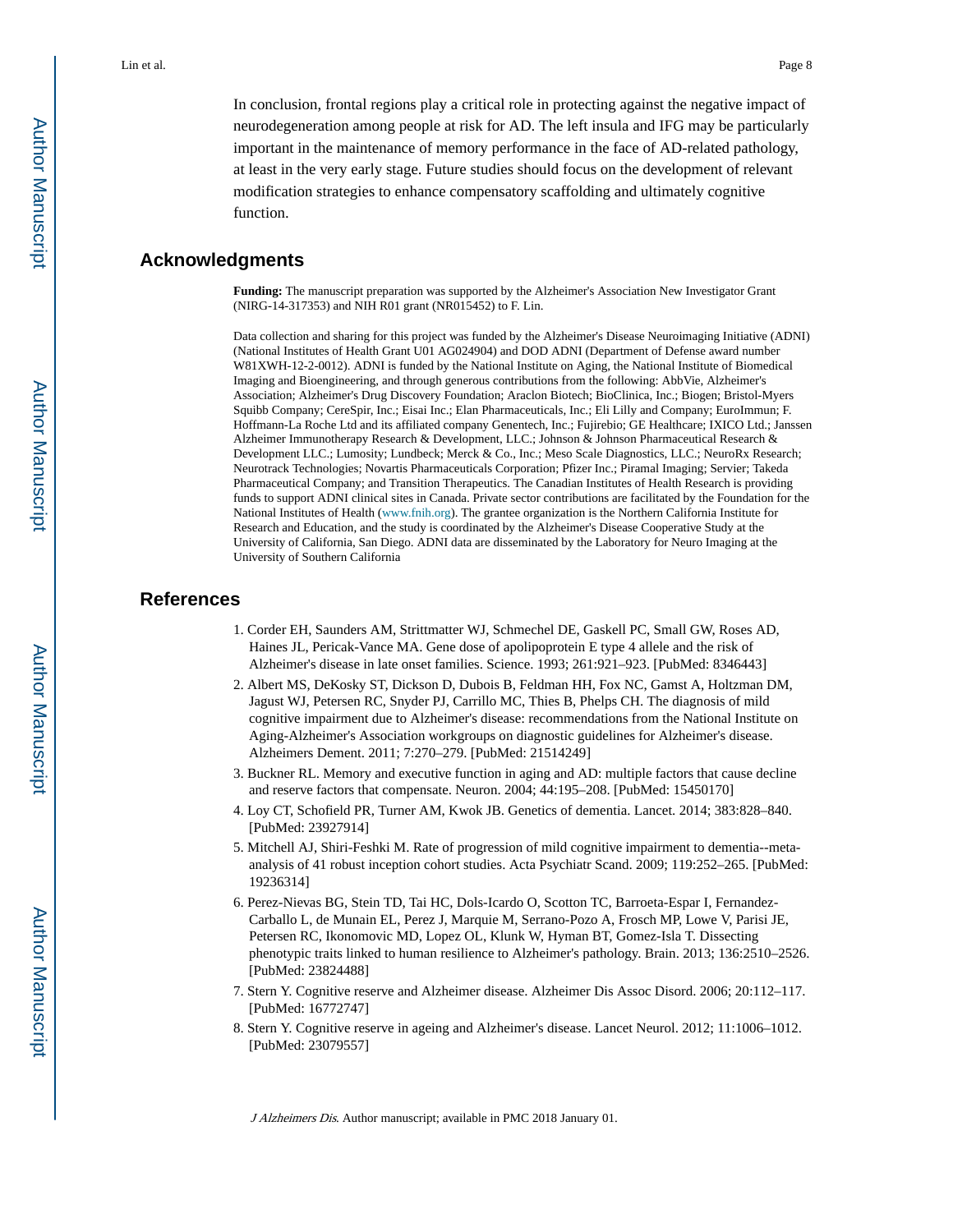In conclusion, frontal regions play a critical role in protecting against the negative impact of neurodegeneration among people at risk for AD. The left insula and IFG may be particularly important in the maintenance of memory performance in the face of AD-related pathology, at least in the very early stage. Future studies should focus on the development of relevant modification strategies to enhance compensatory scaffolding and ultimately cognitive function.

## Acknowledgments

**Funding:** The manuscript preparation was supported by the Alzheimer's Association New Investigator Grant (NIRG-14-317353) and NIH R01 grant (NR015452) to F. Lin.

Data collection and sharing for this project was funded by the Alzheimer's Disease Neuroimaging Initiative (ADNI) (National Institutes of Health Grant U01 AG024904) and DOD ADNI (Department of Defense award number W81XWH-12-2-0012). ADNI is funded by the National Institute on Aging, the National Institute of Biomedical Imaging and Bioengineering, and through generous contributions from the following: AbbVie, Alzheimer's Association; Alzheimer's Drug Discovery Foundation; Araclon Biotech; BioClinica, Inc.; Biogen; Bristol-Myers Squibb Company; CereSpir, Inc.; Eisai Inc.; Elan Pharmaceuticals, Inc.; Eli Lilly and Company; EuroImmun; F. Hoffmann-La Roche Ltd and its affiliated company Genentech, Inc.; Fujirebio; GE Healthcare; IXICO Ltd.; Janssen Alzheimer Immunotherapy Research & Development, LLC.; Johnson & Johnson Pharmaceutical Research & Development LLC.; Lumosity; Lundbeck; Merck & Co., Inc.; Meso Scale Diagnostics, LLC.; NeuroRx Research; Neurotrack Technologies; Novartis Pharmaceuticals Corporation; Pfizer Inc.; Piramal Imaging; Servier; Takeda Pharmaceutical Company; and Transition Therapeutics. The Canadian Institutes of Health Research is providing funds to support ADNI clinical sites in Canada. Private sector contributions are facilitated by the Foundation for the National Institutes of Health (www.fnih.org). The grantee organization is the Northern California Institute for Research and Education, and the study is coordinated by the Alzheimer's Disease Cooperative Study at the University of California, San Diego. ADNI data are disseminated by the Laboratory for Neuro Imaging at the University of Southern California

## References

1. Corder EH, Saunders AM, Strittmatter WJ, Schmechel DE, Gaskell PC, Small GW, Roses AD, Haines JL, Pericak-Vance MA. Gene dose of apolipoprotein E type 4 allele and the risk of Alzheimer's disease in late onset families. Science. 1993; 261:921–923. [PubMed: 8346443]
2. Albert MS, DeKosky ST, Dickson D, Dubois B, Feldman HH, Fox NC, Gamst A, Holtzman DM, Jagust WJ, Petersen RC, Snyder PJ, Carrillo MC, Thies B, Phelps CH. The diagnosis of mild cognitive impairment due to Alzheimer's disease: recommendations from the National Institute on Aging-Alzheimer's Association workgroups on diagnostic guidelines for Alzheimer's disease. Alzheimers Dement. 2011; 7:270–279. [PubMed: 21514249]
3. Buckner RL. Memory and executive function in aging and AD: multiple factors that cause decline and reserve factors that compensate. Neuron. 2004; 44:195–208. [PubMed: 15450170]
4. Loy CT, Schofield PR, Turner AM, Kwok JB. Genetics of dementia. Lancet. 2014; 383:828–840. [PubMed: 23927914]
5. Mitchell AJ, Shiri-Feshki M. Rate of progression of mild cognitive impairment to dementia--meta-analysis of 41 robust inception cohort studies. Acta Psychiatr Scand. 2009; 119:252–265. [PubMed: 19236314]
6. Perez-Nievas BG, Stein TD, Tai HC, Dols-Icardo O, Scotton TC, Barroeta-Espar I, Fernandez-Carballo L, de Munain EL, Perez J, Marquie M, Serrano-Pozo A, Frosch MP, Lowe V, Parisi JE, Petersen RC, Ikonomovic MD, Lopez OL, Klunk W, Hyman BT, Gomez-Isla T. Dissecting phenotypic traits linked to human resilience to Alzheimer's pathology. Brain. 2013; 136:2510–2526. [PubMed: 23824488]
7. Stern Y. Cognitive reserve and Alzheimer disease. Alzheimer Dis Assoc Disord. 2006; 20:112–117. [PubMed: 16772747]
8. Stern Y. Cognitive reserve in ageing and Alzheimer's disease. Lancet Neurol. 2012; 11:1006–1012. [PubMed: 23079557]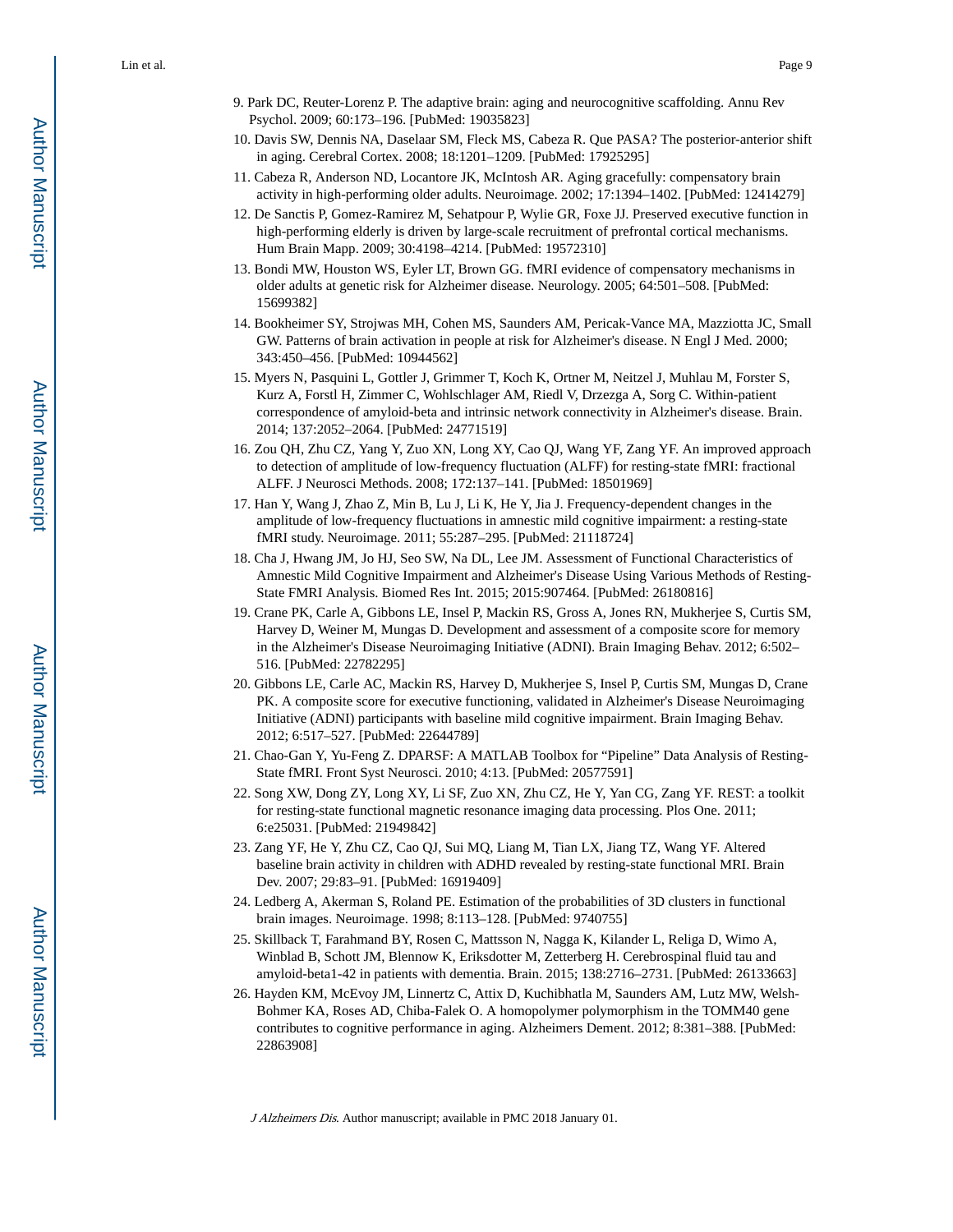9. Park DC, Reuter-Lorenz P. The adaptive brain: aging and neurocognitive scaffolding. Annu Rev Psychol. 2009; 60:173–196. [PubMed: 19035823]
10. Davis SW, Dennis NA, Daselaar SM, Fleck MS, Cabeza R. Que PASA? The posterior-anterior shift in aging. Cerebral Cortex. 2008; 18:1201–1209. [PubMed: 17925295]
11. Cabeza R, Anderson ND, Locantore JK, McIntosh AR. Aging gracefully: compensatory brain activity in high-performing older adults. Neuroimage. 2002; 17:1394–1402. [PubMed: 12414279]
12. De Sanctis P, Gomez-Ramirez M, Sehatpour P, Wylie GR, Foxe JJ. Preserved executive function in high-performing elderly is driven by large-scale recruitment of prefrontal cortical mechanisms. Hum Brain Mapp. 2009; 30:4198–4214. [PubMed: 19572310]
13. Bondi MW, Houston WS, Eyler LT, Brown GG. fMRI evidence of compensatory mechanisms in older adults at genetic risk for Alzheimer disease. Neurology. 2005; 64:501–508. [PubMed: 15699382]
14. Bookheimer SY, Strojwas MH, Cohen MS, Saunders AM, Pericak-Vance MA, Mazziotta JC, Small GW. Patterns of brain activation in people at risk for Alzheimer's disease. N Engl J Med. 2000; 343:450–456. [PubMed: 10944562]
15. Myers N, Pasquini L, Gottler J, Grimmer T, Koch K, Ortner M, Neitzel J, Muhlau M, Forster S, Kurz A, Forstl H, Zimmer C, Wohlschlager AM, Riedl V, Drzezga A, Sorg C. Within-patient correspondence of amyloid-beta and intrinsic network connectivity in Alzheimer's disease. Brain. 2014; 137:2052–2064. [PubMed: 24771519]
16. Zou QH, Zhu CZ, Yang Y, Zuo XN, Long XY, Cao QJ, Wang YF, Zang YF. An improved approach to detection of amplitude of low-frequency fluctuation (ALFF) for resting-state fMRI: fractional ALFF. J Neurosci Methods. 2008; 172:137–141. [PubMed: 18501969]
17. Han Y, Wang J, Zhao Z, Min B, Lu J, Li K, He Y, Jia J. Frequency-dependent changes in the amplitude of low-frequency fluctuations in amnestic mild cognitive impairment: a resting-state fMRI study. Neuroimage. 2011; 55:287–295. [PubMed: 21118724]
18. Cha J, Hwang JM, Jo HJ, Seo SW, Na DL, Lee JM. Assessment of Functional Characteristics of Amnestic Mild Cognitive Impairment and Alzheimer's Disease Using Various Methods of Resting-State FMRI Analysis. Biomed Res Int. 2015; 2015:907464. [PubMed: 26180816]
19. Crane PK, Carle A, Gibbons LE, Insel P, Mackin RS, Gross A, Jones RN, Mukherjee S, Curtis SM, Harvey D, Weiner M, Mungas D. Development and assessment of a composite score for memory in the Alzheimer's Disease Neuroimaging Initiative (ADNI). Brain Imaging Behav. 2012; 6:502–516. [PubMed: 22782295]
20. Gibbons LE, Carle AC, Mackin RS, Harvey D, Mukherjee S, Insel P, Curtis SM, Mungas D, Crane PK. A composite score for executive functioning, validated in Alzheimer's Disease Neuroimaging Initiative (ADNI) participants with baseline mild cognitive impairment. Brain Imaging Behav. 2012; 6:517–527. [PubMed: 22644789]
21. Chao-Gan Y, Yu-Feng Z. DPARSF: A MATLAB Toolbox for "Pipeline" Data Analysis of Resting-State fMRI. Front Syst Neurosci. 2010; 4:13. [PubMed: 20577591]
22. Song XW, Dong ZY, Long XY, Li SF, Zuo XN, Zhu CZ, He Y, Yan CG, Zang YF. REST: a toolkit for resting-state functional magnetic resonance imaging data processing. Plos One. 2011; 6:e25031. [PubMed: 21949842]
23. Zang YF, He Y, Zhu CZ, Cao QJ, Sui MQ, Liang M, Tian LX, Jiang TZ, Wang YF. Altered baseline brain activity in children with ADHD revealed by resting-state functional MRI. Brain Dev. 2007; 29:83–91. [PubMed: 16919409]
24. Ledberg A, Akerman S, Roland PE. Estimation of the probabilities of 3D clusters in functional brain images. Neuroimage. 1998; 8:113–128. [PubMed: 9740755]
25. Skillback T, Farahmand BY, Rosen C, Mattsson N, Nagga K, Kilander L, Religa D, Wimo A, Winblad B, Schott JM, Blennow K, Eriksdotter M, Zetterberg H. Cerebrospinal fluid tau and amyloid-beta1-42 in patients with dementia. Brain. 2015; 138:2716–2731. [PubMed: 26133663]
26. Hayden KM, McEvoy JM, Linnertz C, Attix D, Kuchibhatla M, Saunders AM, Lutz MW, Welsh-Bohmer KA, Roses AD, Chiba-Falek O. A homopolymer polymorphism in the TOMM40 gene contributes to cognitive performance in aging. Alzheimers Dement. 2012; 8:381–388. [PubMed: 22863908]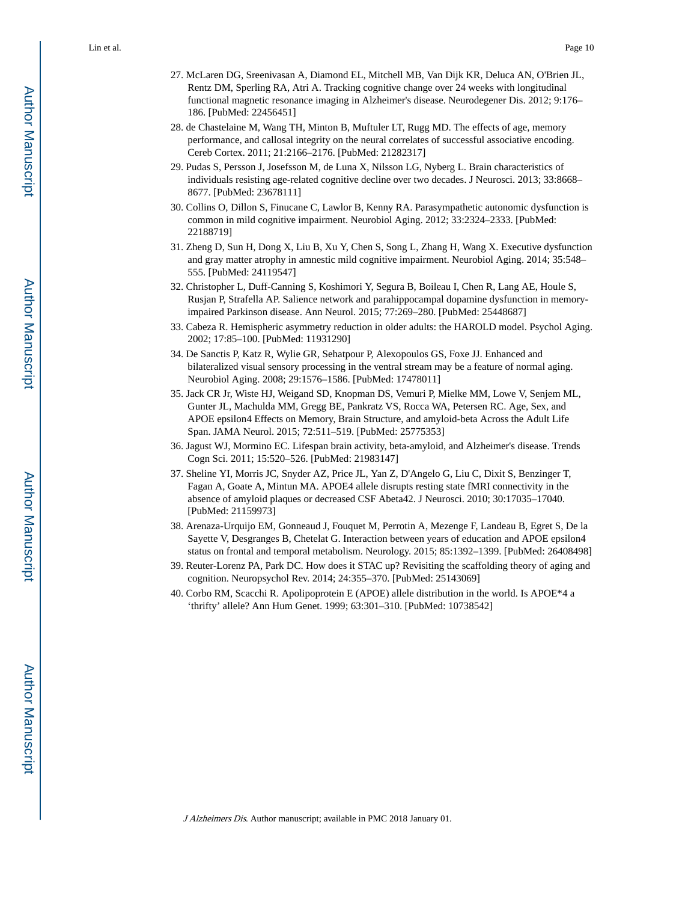27. McLaren DG, Sreenivasan A, Diamond EL, Mitchell MB, Van Dijk KR, Deluca AN, O'Brien JL, Rentz DM, Sperling RA, Atri A. Tracking cognitive change over 24 weeks with longitudinal functional magnetic resonance imaging in Alzheimer's disease. Neurodegener Dis. 2012; 9:176–186. [PubMed: 22456451]
28. de Chastelaine M, Wang TH, Minton B, Muftuler LT, Rugg MD. The effects of age, memory performance, and callosal integrity on the neural correlates of successful associative encoding. Cereb Cortex. 2011; 21:2166–2176. [PubMed: 21282317]
29. Pudas S, Persson J, Josefsson M, de Luna X, Nilsson LG, Nyberg L. Brain characteristics of individuals resisting age-related cognitive decline over two decades. J Neurosci. 2013; 33:8668–8677. [PubMed: 23678111]
30. Collins O, Dillon S, Finucane C, Lawlor B, Kenny RA. Parasympathetic autonomic dysfunction is common in mild cognitive impairment. Neurobiol Aging. 2012; 33:2324–2333. [PubMed: 22188719]
31. Zheng D, Sun H, Dong X, Liu B, Xu Y, Chen S, Song L, Zhang H, Wang X. Executive dysfunction and gray matter atrophy in amnestic mild cognitive impairment. Neurobiol Aging. 2014; 35:548–555. [PubMed: 24119547]
32. Christopher L, Duff-Canning S, Koshimori Y, Segura B, Boileau I, Chen R, Lang AE, Houle S, Rusjan P, Strafella AP. Salience network and parahippocampal dopamine dysfunction in memory-impaired Parkinson disease. Ann Neurol. 2015; 77:269–280. [PubMed: 25448687]
33. Cabeza R. Hemispheric asymmetry reduction in older adults: the HAROLD model. Psychol Aging. 2002; 17:85–100. [PubMed: 11931290]
34. De Sanctis P, Katz R, Wylie GR, Sehatpour P, Alexopoulos GS, Foxe JJ. Enhanced and bilateralized visual sensory processing in the ventral stream may be a feature of normal aging. Neurobiol Aging. 2008; 29:1576–1586. [PubMed: 17478011]
35. Jack CR Jr, Wiste HJ, Weigand SD, Knopman DS, Vemuri P, Mielke MM, Lowe V, Senjem ML, Gunter JL, Machulda MM, Gregg BE, Pankratz VS, Rocca WA, Petersen RC. Age, Sex, and APOE epsilon4 Effects on Memory, Brain Structure, and amyloid-beta Across the Adult Life Span. JAMA Neurol. 2015; 72:511–519. [PubMed: 25775353]
36. Jagust WJ, Mormino EC. Lifespan brain activity, beta-amyloid, and Alzheimer's disease. Trends Cogn Sci. 2011; 15:520–526. [PubMed: 21983147]
37. Sheline YI, Morris JC, Snyder AZ, Price JL, Yan Z, D'Angelo G, Liu C, Dixit S, Benzinger T, Fagan A, Goate A, Mintun MA. APOE4 allele disrupts resting state fMRI connectivity in the absence of amyloid plaques or decreased CSF Abeta42. J Neurosci. 2010; 30:17035–17040. [PubMed: 21159973]
38. Arenaza-Urquijo EM, Gonneaud J, Fouquet M, Perrotin A, Mezenge F, Landeau B, Egret S, De la Sayette V, Desgranges B, Chetelat G. Interaction between years of education and APOE epsilon4 status on frontal and temporal metabolism. Neurology. 2015; 85:1392–1399. [PubMed: 26408498]
39. Reuter-Lorenz PA, Park DC. How does it STAC up? Revisiting the scaffolding theory of aging and cognition. Neuropsychol Rev. 2014; 24:355–370. [PubMed: 25143069]
40. Corbo RM, Scacchi R. Apolipoprotein E (APOE) allele distribution in the world. Is APOE*4 a 'thrifty' allele? Ann Hum Genet. 1999; 63:301–310. [PubMed: 10738542]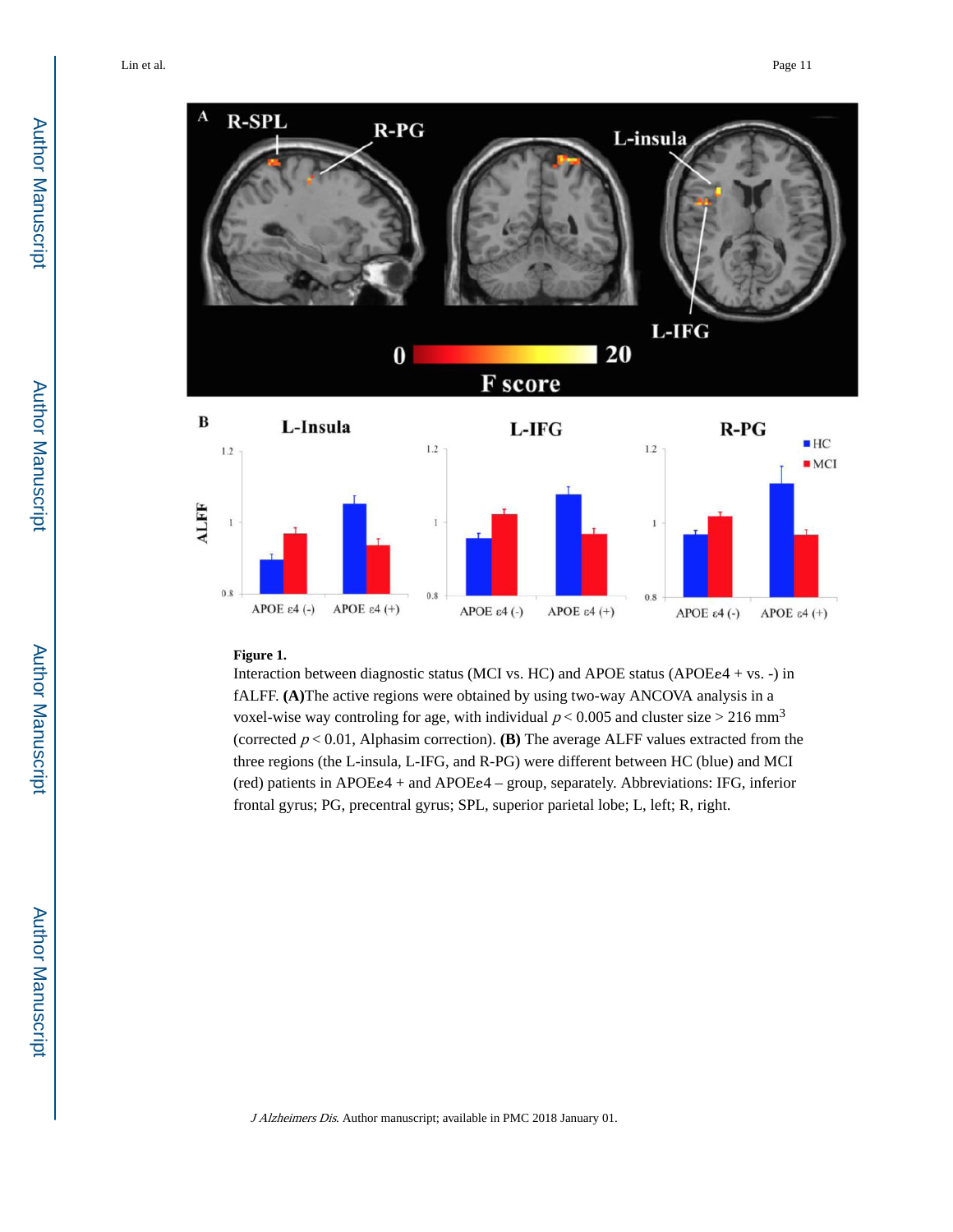**Figure 1.**

Interaction between diagnostic status (MCI vs. HC) and APOE status (APOEε4 + vs. -) in fALFF. **(A)**The active regions were obtained by using two-way ANCOVA analysis in a voxel-wise way controling for age, with individual $p < 0.005$ and cluster size > 216 $mm^3$ (corrected $p < 0.01$, Alphasim correction). **(B)** The average ALFF values extracted from the three regions (the L-insula, L-IFG, and R-PG) were different between HC (blue) and MCI (red) patients in APOEε4 + and APOEε4 – group, separately. Abbreviations: IFG, inferior frontal gyrus; PG, precentral gyrus; SPL, superior parietal lobe; L, left; R, right.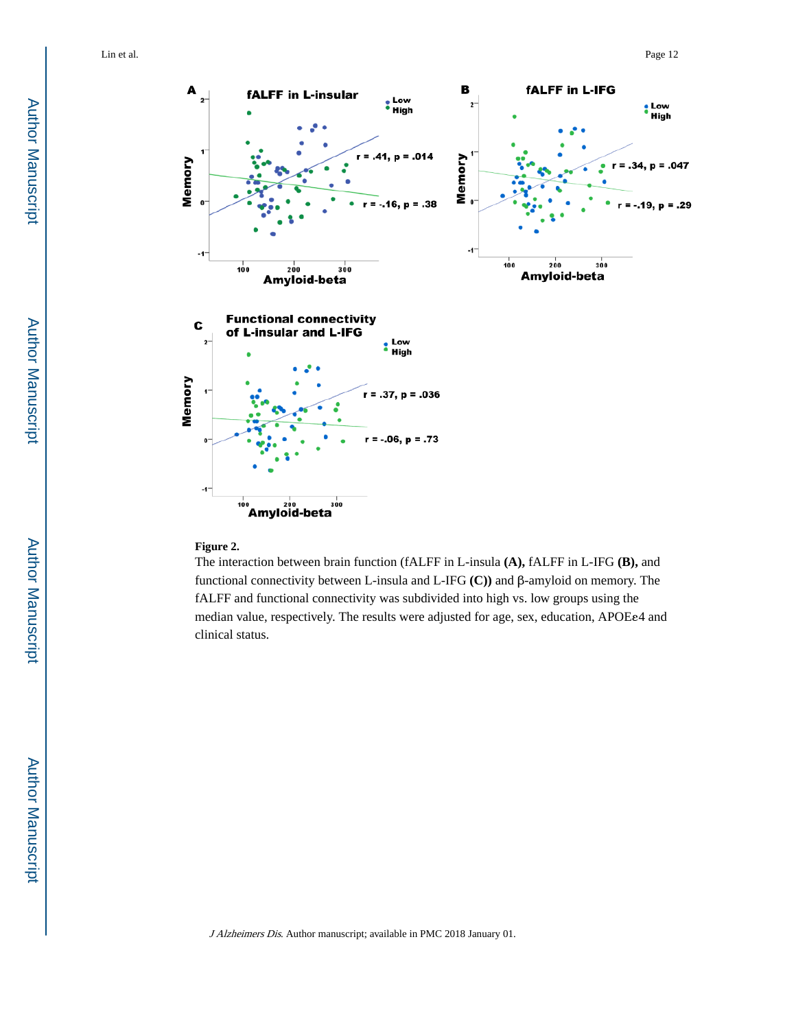**Figure 2.**

The interaction between brain function (fALFF in L-insula **(A)**, fALFF in L-IFG **(B)**, and functional connectivity between L-insula and L-IFG **(C)**) and β-amyloid on memory. The fALFF and functional connectivity was subdivided into high vs. low groups using the median value, respectively. The results were adjusted for age, sex, education, APOEε4 and clinical status.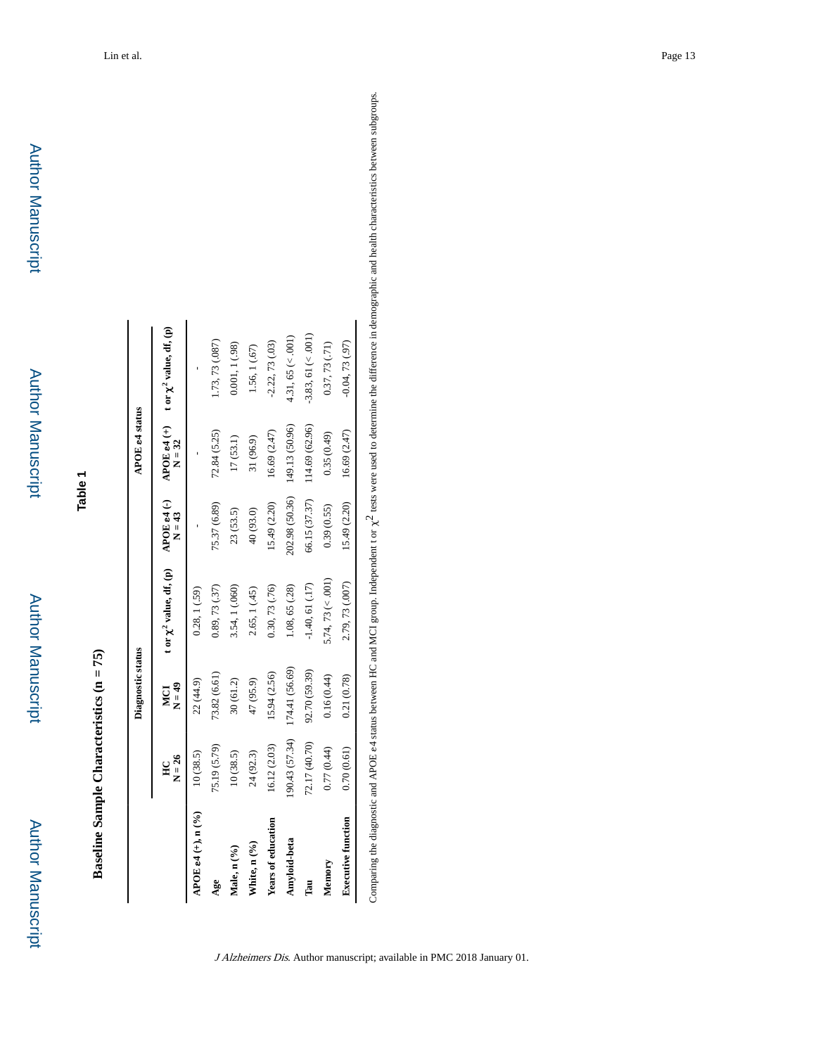## Table 1

### Baseline Sample Characteristics (n = 75)

| | Diagnostic status | | | APOE e4 status | | |
|---|---|---|---|---|---|---|
| | HC N = 26 | MCI N = 49 | t or $\chi^2$ value, df, (p) | APOE e4 (-) N = 43 | APOE e4 (+) N = 32 | t or $\chi^2$ value, df, (p) |
| **APOE e4 (+), n (%)** | 10 (38.5) | 22 (44.9) | 0.28, 1 (.59) | - | - | - |
| **Age** | 75.19 (5.79) | 73.82 (6.61) | 0.89, 73 (.37) | 75.37 (6.89) | 72.84 (5.25) | 1.73, 73 (.087) |
| **Male, n (%)** | 10 (38.5) | 30 (61.2) | 3.54, 1 (.060) | 23 (53.5) | 17 (53.1) | 0.001, 1 (.98) |
| **White, n (%)** | 24 (92.3) | 47 (95.9) | 2.65, 1 (.45) | 40 (93.0) | 31 (96.9) | 1.56, 1 (.67) |
| **Years of education** | 16.12 (2.03) | 15.94 (2.56) | 0.30, 73 (.76) | 15.49 (2.20) | 16.69 (2.47) | -2.22, 73 (.03) |
| **Amyloid-beta** | 190.43 (57.34) | 174.41 (56.69) | 1.08, 65 (.28) | 202.98 (50.36) | 149.13 (50.96) | 4.31, 65 (< .001) |
| **Tau** | 72.17 (40.70) | 92.70 (59.39) | -1.40, 61 (.17) | 66.15 (37.37) | 114.69 (62.96) | -3.83, 61 (< .001) |
| **Memory** | 0.77 (0.44) | 0.16 (0.44) | 5.74, 73 (< .001) | 0.39 (0.55) | 0.35 (0.49) | 0.37, 73 (.71) |
| **Executive function** | 0.70 (0.61) | 0.21 (0.78) | 2.79, 73 (.007) | 15.49 (2.20) | 16.69 (2.47) | -0.04, 73 (.97) |

Comparing the diagnostic and APOE ε4 status between HC and MCI group. Independent t or $\chi^2$ tests were used to determine the difference in demographic and health characteristics between subgroups.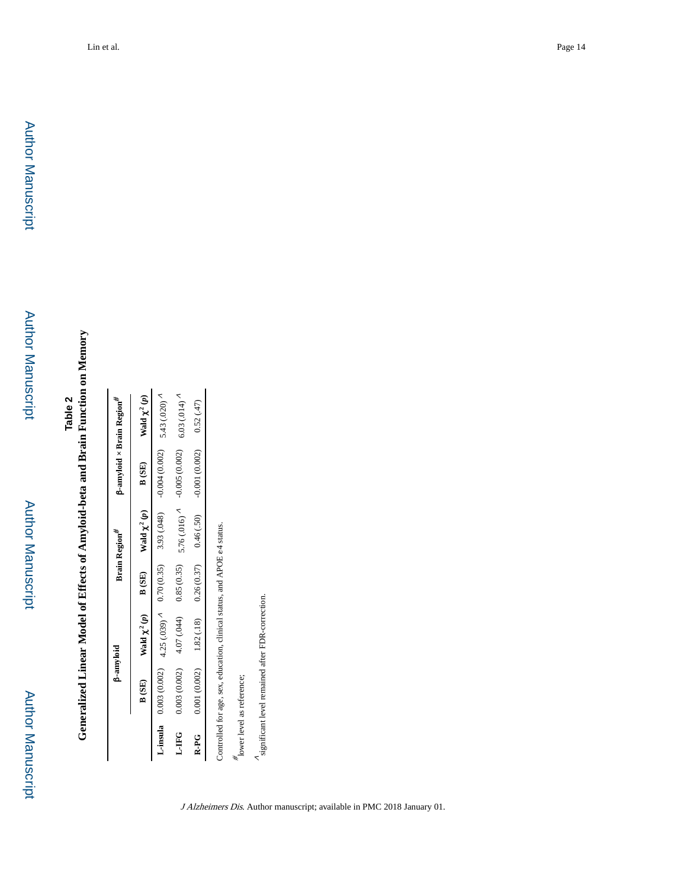## Table 2

**Generalized Linear Model of Effects of Amyloid-beta and Brain Function on Memory**

| | β-amyloid | | Brain Region[#] | | β-amyloid × Brain Region[#] | |
|---|---|---|---|---|---|---|
| | B (SE) | Wald $\chi^2$ ($p$) | B (SE) | Wald $\chi^2$ ($p$) | B (SE) | Wald $\chi^2$ ($p$) |
| **L-insula** | 0.003 (0.002) | 4.25 (.039) ^ | 0.70 (0.35) | 3.93 (.048) | -0.004 (0.002) | 5.43 (.020) ^ |
| **L-IFG** | 0.003 (0.002) | 4.07 (.044) | 0.85 (0.35) | 5.76 (.016) ^ | -0.005 (0.002) | 6.03 (.014) ^ |
| **R-PG** | 0.001 (0.002) | 1.82 (.18) | 0.26 (0.37) | 0.46 (.50) | -0.001 (0.002) | 0.52 (.47) |

Controlled for age, sex, education, clinical status, and APOE e4 status.

[#] lower level as reference;

^ significant level remained after FDR-correction.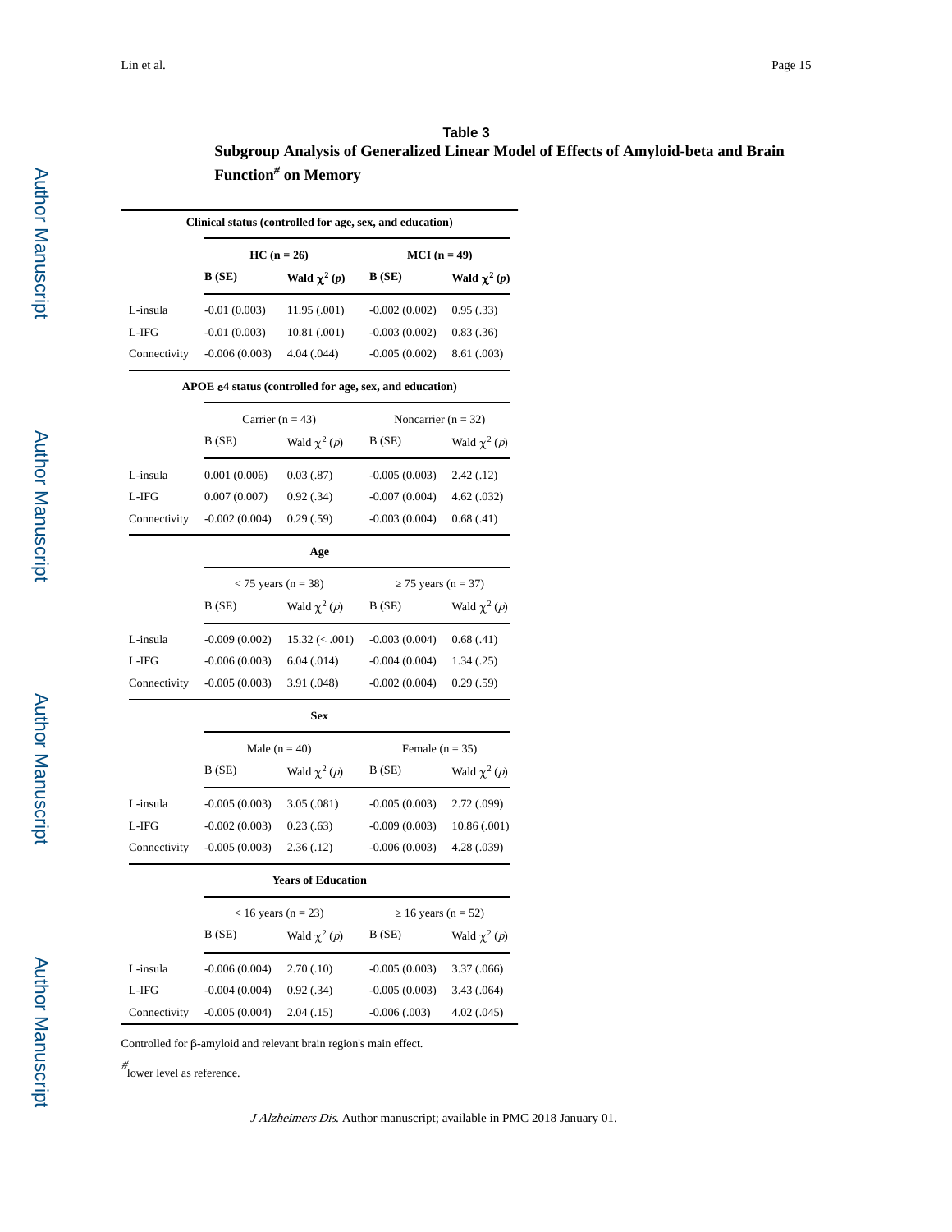**Table 3**

**Subgroup Analysis of Generalized Linear Model of Effects of Amyloid-beta and Brain Function[#] on Memory**

| | | | | |
|---|---|---|---|---|
| **Clinical status (controlled for age, sex, and education)** | | | | |
| | **HC (n = 26)** | | **MCI (n = 49)** | |
| | **B (SE)** | **Wald $\chi^2$ (*p*)** | **B (SE)** | **Wald $\chi^2$ (*p*)** |
| L-insula | -0.01 (0.003) | 11.95 (.001) | -0.002 (0.002) | 0.95 (.33) |
| L-IFG | -0.01 (0.003) | 10.81 (.001) | -0.003 (0.002) | 0.83 (.36) |
| Connectivity | -0.006 (0.003) | 4.04 (.044) | -0.005 (0.002) | 8.61 (.003) |
| **APOE ε4 status (controlled for age, sex, and education)** | | | | |
| | Carrier (n = 43) | | Noncarrier (n = 32) | |
| | B (SE) | Wald $\chi^2$ (*p*) | B (SE) | Wald $\chi^2$ (*p*) |
| L-insula | 0.001 (0.006) | 0.03 (.87) | -0.005 (0.003) | 2.42 (.12) |
| L-IFG | 0.007 (0.007) | 0.92 (.34) | -0.007 (0.004) | 4.62 (.032) |
| Connectivity | -0.002 (0.004) | 0.29 (.59) | -0.003 (0.004) | 0.68 (.41) |
| **Age** | | | | |
| | < 75 years (n = 38) | | ≥ 75 years (n = 37) | |
| | B (SE) | Wald $\chi^2$ (*p*) | B (SE) | Wald $\chi^2$ (*p*) |
| L-insula | -0.009 (0.002) | 15.32 (< .001) | -0.003 (0.004) | 0.68 (.41) |
| L-IFG | -0.006 (0.003) | 6.04 (.014) | -0.004 (0.004) | 1.34 (.25) |
| Connectivity | -0.005 (0.003) | 3.91 (.048) | -0.002 (0.004) | 0.29 (.59) |
| **Sex** | | | | |
| | Male (n = 40) | | Female (n = 35) | |
| | B (SE) | Wald $\chi^2$ (*p*) | B (SE) | Wald $\chi^2$ (*p*) |
| L-insula | -0.005 (0.003) | 3.05 (.081) | -0.005 (0.003) | 2.72 (.099) |
| L-IFG | -0.002 (0.003) | 0.23 (.63) | -0.009 (0.003) | 10.86 (.001) |
| Connectivity | -0.005 (0.003) | 2.36 (.12) | -0.006 (0.003) | 4.28 (.039) |
| **Years of Education** | | | | |
| | < 16 years (n = 23) | | ≥ 16 years (n = 52) | |
| | B (SE) | Wald $\chi^2$ (*p*) | B (SE) | Wald $\chi^2$ (*p*) |
| L-insula | -0.006 (0.004) | 2.70 (.10) | -0.005 (0.003) | 3.37 (.066) |
| L-IFG | -0.004 (0.004) | 0.92 (.34) | -0.005 (0.003) | 3.43 (.064) |
| Connectivity | -0.005 (0.004) | 2.04 (.15) | -0.006 (.003) | 4.02 (.045) |

Controlled for β-amyloid and relevant brain region's main effect.

[#]lower level as reference.